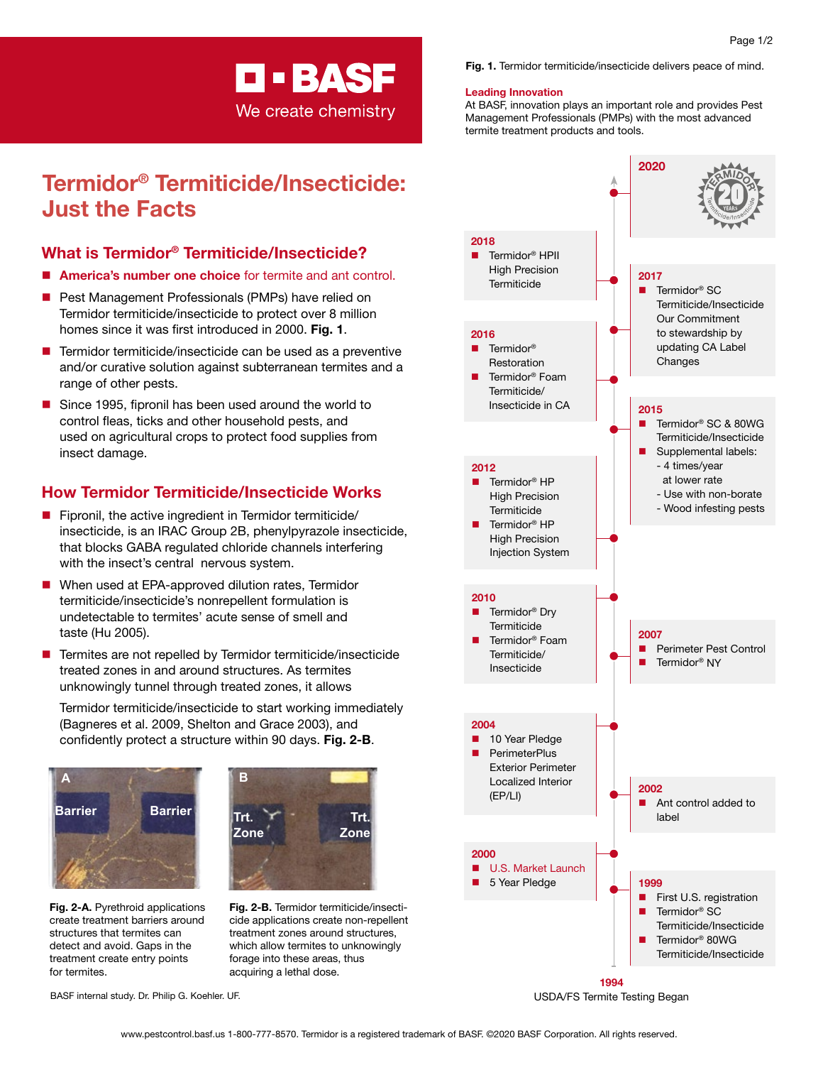BASF

We create chemistry

# Termidor® Termiticide/Insecticide: Just the Facts

## What is Termidor® Termiticide/Insecticide?

- **America's number one choice** for termite and ant control.
- Pest Management Professionals (PMPs) have relied on Termidor termiticide/insecticide to protect over 8 million homes since it was first introduced in 2000. **Fig. 1**.
- Termidor termiticide/insecticide can be used as a preventive and/or curative solution against subterranean termites and a range of other pests.
- Since 1995, fipronil has been used around the world to control fleas, ticks and other household pests, and used on agricultural crops to protect food supplies from insect damage.

## How Termidor Termiticide/Insecticide Works

- Fipronil, the active ingredient in Termidor termiticide/insecticide, is an IRAC Group 2B, phenylpyrazole insecticide, that blocks GABA regulated chloride channels interfering with the insect's central nervous system.
- When used at EPA-approved dilution rates, Termidor termiticide/insecticide's nonrepellent formulation is undetectable to termites' acute sense of smell and taste (Hu 2005).
- Termites are not repelled by Termidor termiticide/insecticide treated zones in and around structures. As termites unknowingly tunnel through treated zones, it allows

  Termidor termiticide/insecticide to start working immediately (Bagneres et al. 2009, Shelton and Grace 2003), and confidently protect a structure within 90 days. **Fig. 2-B**.

**Fig. 2-A.** Pyrethroid applications create treatment barriers around structures that termites can detect and avoid. Gaps in the treatment create entry points for termites.

**Fig. 2-B.** Termidor termiticide/insecticide applications create non-repellent treatment zones around structures, which allow termites to unknowingly forage into these areas, thus acquiring a lethal dose.

BASF internal study. Dr. Philip G. Koehler. UF.

**Fig. 1.** Termidor termiticide/insecticide delivers peace of mind.

**Leading Innovation**

At BASF, innovation plays an important role and provides Pest Management Professionals (PMPs) with the most advanced termite treatment products and tools.

**2020**
Termidor 20 Years

**2018**
- Termidor® HPII High Precision Termiticide

**2017**
- Termidor® SC Termiticide/Insecticide Our Commitment to stewardship by updating CA Label Changes

**2016**
- Termidor® Restoration
- Termidor® Foam Termiticide/ Insecticide in CA

**2015**
- Termidor® SC & 80WG Termiticide/Insecticide
- Supplemental labels:
  - 4 times/year at lower rate
  - Use with non-borate
  - Wood infesting pests

**2012**
- Termidor® HP High Precision Termiticide
- Termidor® HP High Precision Injection System

**2010**
- Termidor® Dry Termiticide
- Termidor® Foam Termiticide/ Insecticide

**2007**
- Perimeter Pest Control
- Termidor® NY

**2004**
- 10 Year Pledge
- PerimeterPlus Exterior Perimeter Localized Interior (EP/LI)

**2002**
- Ant control added to label

**2000**
- U.S. Market Launch
- 5 Year Pledge

**1999**
- First U.S. registration
- Termidor® SC Termiticide/Insecticide
- Termidor® 80WG Termiticide/Insecticide

**1994**
USDA/FS Termite Testing Began

www.pestcontrol.basf.us 1-800-777-8570. Termidor is a registered trademark of BASF. ©2020 BASF Corporation. All rights reserved.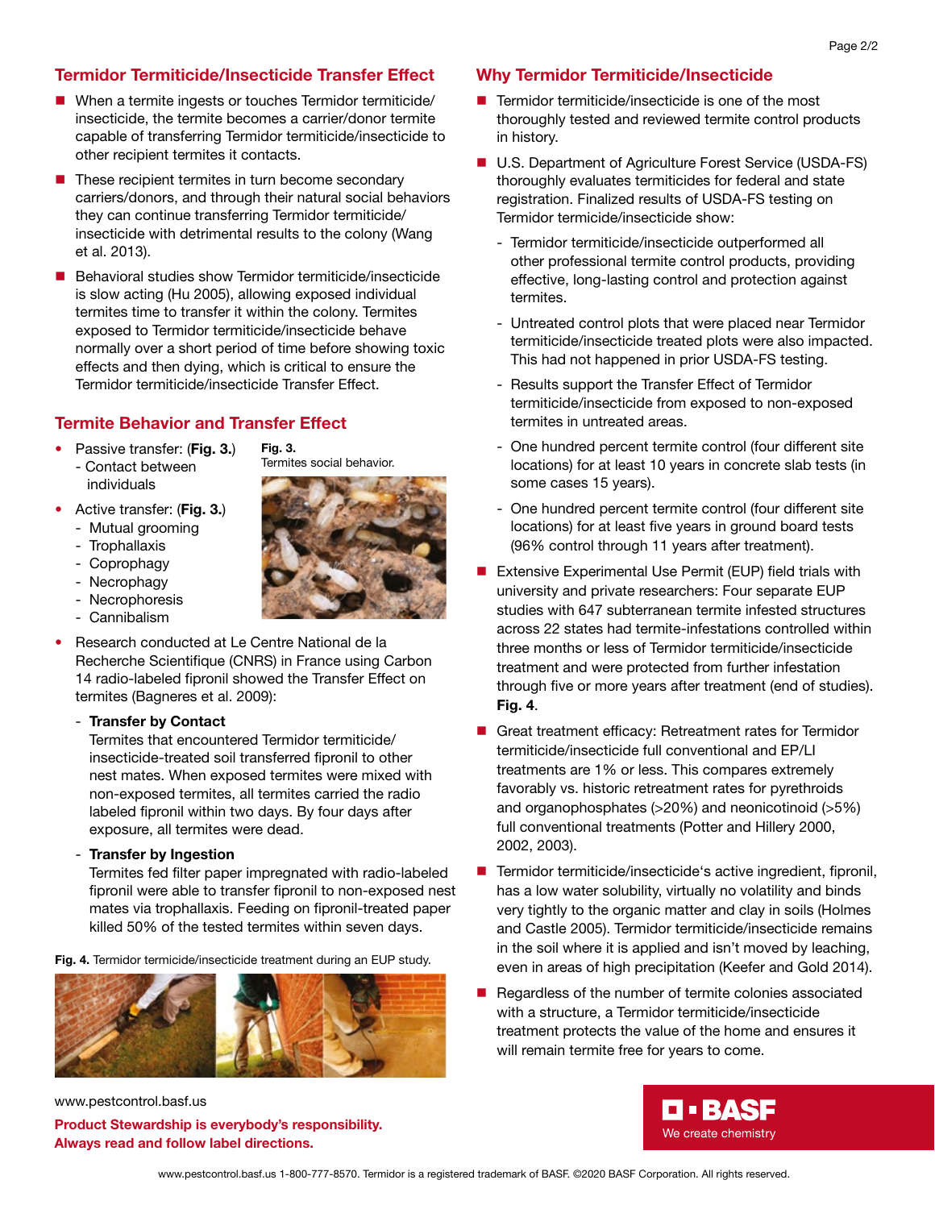## Termidor Termiticide/Insecticide Transfer Effect

- When a termite ingests or touches Termidor termiticide/insecticide, the termite becomes a carrier/donor termite capable of transferring Termidor termiticide/insecticide to other recipient termites it contacts.
- These recipient termites in turn become secondary carriers/donors, and through their natural social behaviors they can continue transferring Termidor termiticide/insecticide with detrimental results to the colony (Wang et al. 2013).
- Behavioral studies show Termidor termiticide/insecticide is slow acting (Hu 2005), allowing exposed individual termites time to transfer it within the colony. Termites exposed to Termidor termiticide/insecticide behave normally over a short period of time before showing toxic effects and then dying, which is critical to ensure the Termidor termiticide/insecticide Transfer Effect.

## Termite Behavior and Transfer Effect

- Passive transfer: (**Fig. 3.**)
  - Contact between individuals
- Active transfer: (**Fig. 3.**)
  - Mutual grooming
  - Trophallaxis
  - Coprophagy
  - Necrophagy
  - Necrophoresis
  - Cannibalism

**Fig. 3.** Termites social behavior.

- Research conducted at Le Centre National de la Recherche Scientifique (CNRS) in France using Carbon 14 radio-labeled fipronil showed the Transfer Effect on termites (Bagneres et al. 2009):
  - **Transfer by Contact**
    Termites that encountered Termidor termiticide/insecticide-treated soil transferred fipronil to other nest mates. When exposed termites were mixed with non-exposed termites, all termites carried the radio labeled fipronil within two days. By four days after exposure, all termites were dead.
  - **Transfer by Ingestion**
    Termites fed filter paper impregnated with radio-labeled fipronil were able to transfer fipronil to non-exposed nest mates via trophallaxis. Feeding on fipronil-treated paper killed 50% of the tested termites within seven days.

**Fig. 4.** Termidor termicide/insecticide treatment during an EUP study.

## Why Termidor Termiticide/Insecticide

- Termidor termiticide/insecticide is one of the most thoroughly tested and reviewed termite control products in history.
- U.S. Department of Agriculture Forest Service (USDA-FS) thoroughly evaluates termiticides for federal and state registration. Finalized results of USDA-FS testing on Termidor termicide/insecticide show:
  - Termidor termiticide/insecticide outperformed all other professional termite control products, providing effective, long-lasting control and protection against termites.
  - Untreated control plots that were placed near Termidor termiticide/insecticide treated plots were also impacted. This had not happened in prior USDA-FS testing.
  - Results support the Transfer Effect of Termidor termiticide/insecticide from exposed to non-exposed termites in untreated areas.
  - One hundred percent termite control (four different site locations) for at least 10 years in concrete slab tests (in some cases 15 years).
  - One hundred percent termite control (four different site locations) for at least five years in ground board tests (96% control through 11 years after treatment).
- Extensive Experimental Use Permit (EUP) field trials with university and private researchers: Four separate EUP studies with 647 subterranean termite infested structures across 22 states had termite-infestations controlled within three months or less of Termidor termiticide/insecticide treatment and were protected from further infestation through five or more years after treatment (end of studies). **Fig. 4**.
- Great treatment efficacy: Retreatment rates for Termidor termiticide/insecticide full conventional and EP/LI treatments are 1% or less. This compares extremely favorably vs. historic retreatment rates for pyrethroids and organophosphates (>20%) and neonicotinoid (>5%) full conventional treatments (Potter and Hillery 2000, 2002, 2003).
- Termidor termiticide/insecticide's active ingredient, fipronil, has a low water solubility, virtually no volatility and binds very tightly to the organic matter and clay in soils (Holmes and Castle 2005). Termidor termiticide/insecticide remains in the soil where it is applied and isn't moved by leaching, even in areas of high precipitation (Keefer and Gold 2014).
- Regardless of the number of termite colonies associated with a structure, a Termidor termiticide/insecticide treatment protects the value of the home and ensures it will remain termite free for years to come.

www.pestcontrol.basf.us

**Product Stewardship is everybody's responsibility.**
**Always read and follow label directions.**

BASF
We create chemistry

www.pestcontrol.basf.us 1-800-777-8570. Termidor is a registered trademark of BASF. ©2020 BASF Corporation. All rights reserved.